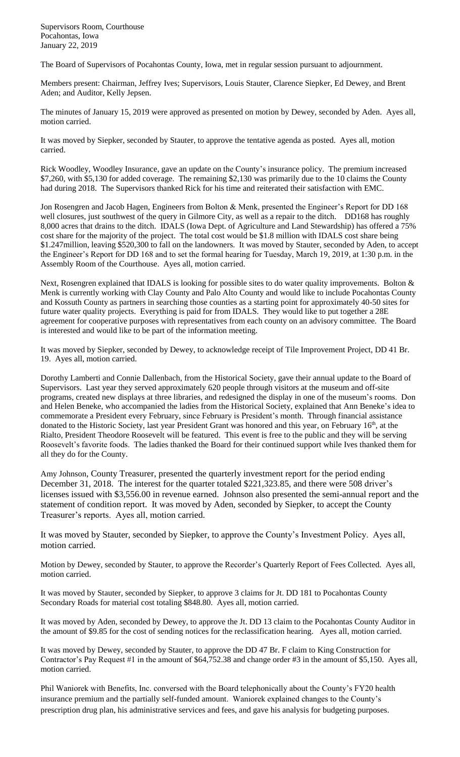Supervisors Room, Courthouse
Pocahontas, Iowa
January 22, 2019

The Board of Supervisors of Pocahontas County, Iowa, met in regular session pursuant to adjournment.

Members present: Chairman, Jeffrey Ives; Supervisors, Louis Stauter, Clarence Siepker, Ed Dewey, and Brent Aden; and Auditor, Kelly Jepsen.

The minutes of January 15, 2019 were approved as presented on motion by Dewey, seconded by Aden. Ayes all, motion carried.

It was moved by Siepker, seconded by Stauter, to approve the tentative agenda as posted. Ayes all, motion carried.

Rick Woodley, Woodley Insurance, gave an update on the County's insurance policy. The premium increased $7,260, with $5,130 for added coverage. The remaining $2,130 was primarily due to the 10 claims the County had during 2018. The Supervisors thanked Rick for his time and reiterated their satisfaction with EMC.

Jon Rosengren and Jacob Hagen, Engineers from Bolton & Menk, presented the Engineer's Report for DD 168 well closures, just southwest of the query in Gilmore City, as well as a repair to the ditch. DD168 has roughly 8,000 acres that drains to the ditch. IDALS (Iowa Dept. of Agriculture and Land Stewardship) has offered a 75% cost share for the majority of the project. The total cost would be $1.8 million with IDALS cost share being $1.247million, leaving $520,300 to fall on the landowners. It was moved by Stauter, seconded by Aden, to accept the Engineer's Report for DD 168 and to set the formal hearing for Tuesday, March 19, 2019, at 1:30 p.m. in the Assembly Room of the Courthouse. Ayes all, motion carried.

Next, Rosengren explained that IDALS is looking for possible sites to do water quality improvements. Bolton & Menk is currently working with Clay County and Palo Alto County and would like to include Pocahontas County and Kossuth County as partners in searching those counties as a starting point for approximately 40-50 sites for future water quality projects. Everything is paid for from IDALS. They would like to put together a 28E agreement for cooperative purposes with representatives from each county on an advisory committee. The Board is interested and would like to be part of the information meeting.

It was moved by Siepker, seconded by Dewey, to acknowledge receipt of Tile Improvement Project, DD 41 Br. 19. Ayes all, motion carried.

Dorothy Lamberti and Connie Dallenbach, from the Historical Society, gave their annual update to the Board of Supervisors. Last year they served approximately 620 people through visitors at the museum and off-site programs, created new displays at three libraries, and redesigned the display in one of the museum's rooms. Don and Helen Beneke, who accompanied the ladies from the Historical Society, explained that Ann Beneke's idea to commemorate a President every February, since February is President's month. Through financial assistance donated to the Historic Society, last year President Grant was honored and this year, on February 16th, at the Rialto, President Theodore Roosevelt will be featured. This event is free to the public and they will be serving Roosevelt's favorite foods. The ladies thanked the Board for their continued support while Ives thanked them for all they do for the County.

Amy Johnson, County Treasurer, presented the quarterly investment report for the period ending December 31, 2018. The interest for the quarter totaled $221,323.85, and there were 508 driver's licenses issued with $3,556.00 in revenue earned. Johnson also presented the semi-annual report and the statement of condition report. It was moved by Aden, seconded by Siepker, to accept the County Treasurer's reports. Ayes all, motion carried.

It was moved by Stauter, seconded by Siepker, to approve the County's Investment Policy. Ayes all, motion carried.

Motion by Dewey, seconded by Stauter, to approve the Recorder's Quarterly Report of Fees Collected. Ayes all, motion carried.

It was moved by Stauter, seconded by Siepker, to approve 3 claims for Jt. DD 181 to Pocahontas County Secondary Roads for material cost totaling $848.80. Ayes all, motion carried.

It was moved by Aden, seconded by Dewey, to approve the Jt. DD 13 claim to the Pocahontas County Auditor in the amount of $9.85 for the cost of sending notices for the reclassification hearing. Ayes all, motion carried.

It was moved by Dewey, seconded by Stauter, to approve the DD 47 Br. F claim to King Construction for Contractor's Pay Request #1 in the amount of $64,752.38 and change order #3 in the amount of $5,150. Ayes all, motion carried.

Phil Waniorek with Benefits, Inc. conversed with the Board telephonically about the County's FY20 health insurance premium and the partially self-funded amount. Waniorek explained changes to the County's prescription drug plan, his administrative services and fees, and gave his analysis for budgeting purposes.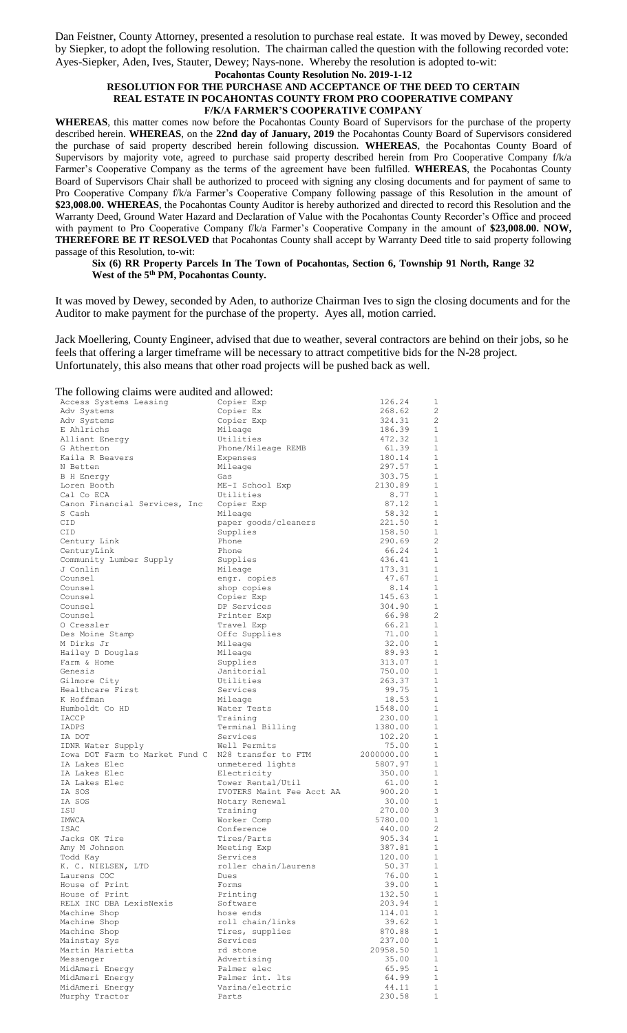Dan Feistner, County Attorney, presented a resolution to purchase real estate. It was moved by Dewey, seconded by Siepker, to adopt the following resolution. The chairman called the question with the following recorded vote: Ayes-Siepker, Aden, Ives, Stauter, Dewey; Nays-none. Whereby the resolution is adopted to-wit:

**Pocahontas County Resolution No. 2019-1-12**

**RESOLUTION FOR THE PURCHASE AND ACCEPTANCE OF THE DEED TO CERTAIN REAL ESTATE IN POCAHONTAS COUNTY FROM PRO COOPERATIVE COMPANY F/K/A FARMER'S COOPERATIVE COMPANY**

**WHEREAS**, this matter comes now before the Pocahontas County Board of Supervisors for the purchase of the property described herein. **WHEREAS**, on the **22nd day of January, 2019** the Pocahontas County Board of Supervisors considered the purchase of said property described herein following discussion. **WHEREAS**, the Pocahontas County Board of Supervisors by majority vote, agreed to purchase said property described herein from Pro Cooperative Company f/k/a Farmer's Cooperative Company as the terms of the agreement have been fulfilled. **WHEREAS**, the Pocahontas County Board of Supervisors Chair shall be authorized to proceed with signing any closing documents and for payment of same to Pro Cooperative Company f/k/a Farmer's Cooperative Company following passage of this Resolution in the amount of **$23,008.00. WHEREAS**, the Pocahontas County Auditor is hereby authorized and directed to record this Resolution and the Warranty Deed, Ground Water Hazard and Declaration of Value with the Pocahontas County Recorder's Office and proceed with payment to Pro Cooperative Company f/k/a Farmer's Cooperative Company in the amount of **$23,008.00. NOW, THEREFORE BE IT RESOLVED** that Pocahontas County shall accept by Warranty Deed title to said property following passage of this Resolution, to-wit:

**Six (6) RR Property Parcels In The Town of Pocahontas, Section 6, Township 91 North, Range 32 West of the 5th PM, Pocahontas County.**

It was moved by Dewey, seconded by Aden, to authorize Chairman Ives to sign the closing documents and for the Auditor to make payment for the purchase of the property. Ayes all, motion carried.

Jack Moellering, County Engineer, advised that due to weather, several contractors are behind on their jobs, so he feels that offering a larger timeframe will be necessary to attract competitive bids for the N-28 project. Unfortunately, this also means that other road projects will be pushed back as well.

The following claims were audited and allowed:

| | | | |
|---|---|---|---|
| Access Systems Leasing | Copier Exp | 126.24 | 1 |
| Adv Systems | Copier Ex | 268.62 | 2 |
| Adv Systems | Copier Exp | 324.31 | 2 |
| E Ahlrichs | Mileage | 186.39 | 1 |
| Alliant Energy | Utilities | 472.32 | 1 |
| G Atherton | Phone/Mileage REMB | 61.39 | 1 |
| Kaila R Beavers | Expenses | 180.14 | 1 |
| N Betten | Mileage | 297.57 | 1 |
| B H Energy | Gas | 303.75 | 1 |
| Loren Booth | ME-I School Exp | 2130.89 | 1 |
| Cal Co ECA | Utilities | 8.77 | 1 |
| Canon Financial Services, Inc | Copier Exp | 87.12 | 1 |
| S Cash | Mileage | 58.32 | 1 |
| CID | paper goods/cleaners | 221.50 | 1 |
| CID | Supplies | 158.50 | 1 |
| Century Link | Phone | 290.69 | 2 |
| CenturyLink | Phone | 66.24 | 1 |
| Community Lumber Supply | Supplies | 436.41 | 1 |
| J Conlin | Mileage | 173.31 | 1 |
| Counsel | engr. copies | 47.67 | 1 |
| Counsel | shop copies | 8.14 | 1 |
| Counsel | Copier Exp | 145.63 | 1 |
| Counsel | DP Services | 304.90 | 1 |
| Counsel | Printer Exp | 66.98 | 2 |
| O Cressler | Travel Exp | 66.21 | 1 |
| Des Moine Stamp | Offc Supplies | 71.00 | 1 |
| M Dirks Jr | Mileage | 32.00 | 1 |
| Hailey D Douglas | Mileage | 89.93 | 1 |
| Farm & Home | Supplies | 313.07 | 1 |
| Genesis | Janitorial | 750.00 | 1 |
| Gilmore City | Utilities | 263.37 | 1 |
| Healthcare First | Services | 99.75 | 1 |
| K Hoffman | Mileage | 18.53 | 1 |
| Humboldt Co HD | Water Tests | 1548.00 | 1 |
| IACCP | Training | 230.00 | 1 |
| IADPS | Terminal Billing | 1380.00 | 1 |
| IA DOT | Services | 102.20 | 1 |
| IDNR Water Supply | Well Permits | 75.00 | 1 |
| Iowa DOT Farm to Market Fund C | N28 transfer to FTM | 2000000.00 | 1 |
| IA Lakes Elec | unmetered lights | 5807.97 | 1 |
| IA Lakes Elec | Electricity | 350.00 | 1 |
| IA Lakes Elec | Tower Rental/Util | 61.00 | 1 |
| IA SOS | IVOTERS Maint Fee Acct AA | 900.20 | 1 |
| IA SOS | Notary Renewal | 30.00 | 1 |
| ISU | Training | 270.00 | 3 |
| IMWCA | Worker Comp | 5780.00 | 1 |
| ISAC | Conference | 440.00 | 2 |
| Jacks OK Tire | Tires/Parts | 905.34 | 1 |
| Amy M Johnson | Meeting Exp | 387.81 | 1 |
| Todd Kay | Services | 120.00 | 1 |
| K. C. NIELSEN, LTD | roller chain/Laurens | 50.37 | 1 |
| Laurens COC | Dues | 76.00 | 1 |
| House of Print | Forms | 39.00 | 1 |
| House of Print | Printing | 132.50 | 1 |
| RELX INC DBA LexisNexis | Software | 203.94 | 1 |
| Machine Shop | hose ends | 114.01 | 1 |
| Machine Shop | roll chain/links | 39.62 | 1 |
| Machine Shop | Tires, supplies | 870.88 | 1 |
| Mainstay Sys | Services | 237.00 | 1 |
| Martin Marietta | rd stone | 20958.50 | 1 |
| Messenger | Advertising | 35.00 | 1 |
| MidAmeri Energy | Palmer elec | 65.95 | 1 |
| MidAmeri Energy | Palmer int. lts | 64.99 | 1 |
| MidAmeri Energy | Varina/electric | 44.11 | 1 |
| Murphy Tractor | Parts | 230.58 | 1 |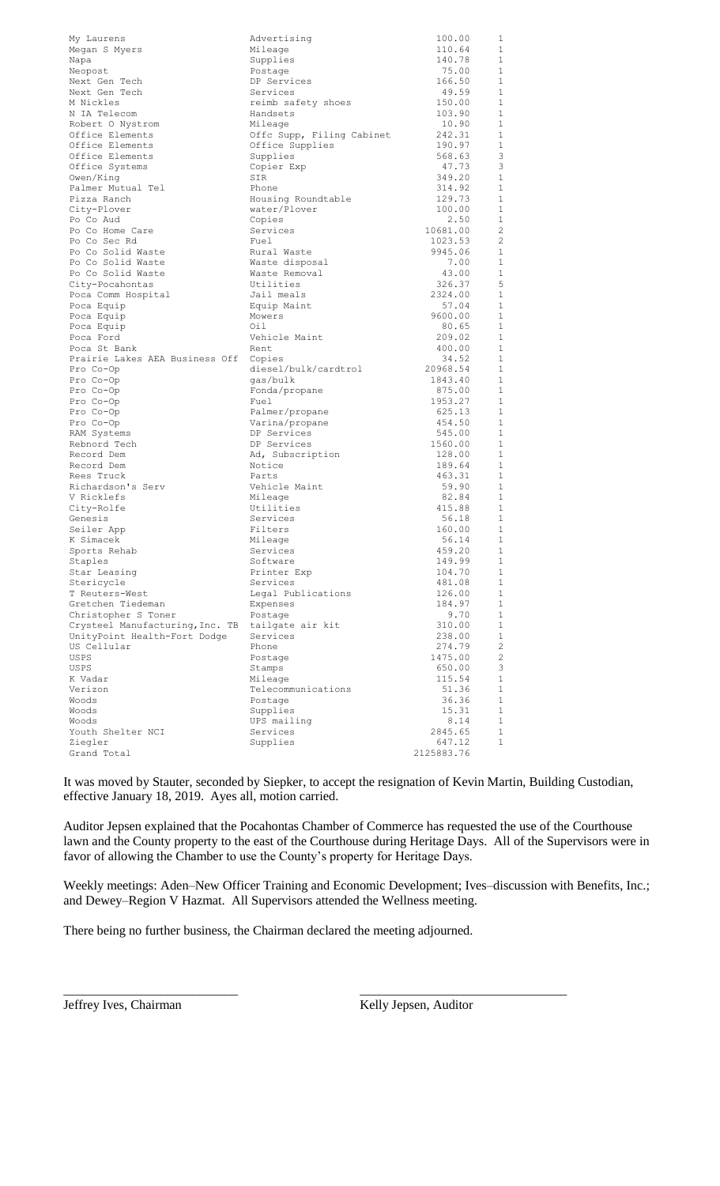| | | | |
|---|---|---|---|
| My Laurens | Advertising | 100.00 | 1 |
| Megan S Myers | Mileage | 110.64 | 1 |
| Napa | Supplies | 140.78 | 1 |
| Neopost | Postage | 75.00 | 1 |
| Next Gen Tech | DP Services | 166.50 | 1 |
| Next Gen Tech | Services | 49.59 | 1 |
| M Nickles | reimb safety shoes | 150.00 | 1 |
| N IA Telecom | Handsets | 103.90 | 1 |
| Robert O Nystrom | Mileage | 10.90 | 1 |
| Office Elements | Offc Supp, Filing Cabinet | 242.31 | 1 |
| Office Elements | Office Supplies | 190.97 | 1 |
| Office Elements | Supplies | 568.63 | 3 |
| Office Systems | Copier Exp | 47.73 | 3 |
| Owen/King | SIR | 349.20 | 1 |
| Palmer Mutual Tel | Phone | 314.92 | 1 |
| Pizza Ranch | Housing Roundtable | 129.73 | 1 |
| City-Plover | water/Plover | 100.00 | 1 |
| Po Co Aud | Copies | 2.50 | 1 |
| Po Co Home Care | Services | 10681.00 | 2 |
| Po Co Sec Rd | Fuel | 1023.53 | 2 |
| Po Co Solid Waste | Rural Waste | 9945.06 | 1 |
| Po Co Solid Waste | Waste disposal | 7.00 | 1 |
| Po Co Solid Waste | Waste Removal | 43.00 | 1 |
| City-Pocahontas | Utilities | 326.37 | 5 |
| Poca Comm Hospital | Jail meals | 2324.00 | 1 |
| Poca Equip | Equip Maint | 57.04 | 1 |
| Poca Equip | Mowers | 9600.00 | 1 |
| Poca Equip | Oil | 80.65 | 1 |
| Poca Ford | Vehicle Maint | 209.02 | 1 |
| Poca St Bank | Rent | 400.00 | 1 |
| Prairie Lakes AEA Business Off | Copies | 34.52 | 1 |
| Pro Co-Op | diesel/bulk/cardtrol | 20968.54 | 1 |
| Pro Co-Op | gas/bulk | 1843.40 | 1 |
| Pro Co-Op | Fonda/propane | 875.00 | 1 |
| Pro Co-Op | Fuel | 1953.27 | 1 |
| Pro Co-Op | Palmer/propane | 625.13 | 1 |
| Pro Co-Op | Varina/propane | 454.50 | 1 |
| RAM Systems | DP Services | 545.00 | 1 |
| Rebnord Tech | DP Services | 1560.00 | 1 |
| Record Dem | Ad, Subscription | 128.00 | 1 |
| Record Dem | Notice | 189.64 | 1 |
| Rees Truck | Parts | 463.31 | 1 |
| Richardson's Serv | Vehicle Maint | 59.90 | 1 |
| V Ricklefs | Mileage | 82.84 | 1 |
| City-Rolfe | Utilities | 415.88 | 1 |
| Genesis | Services | 56.18 | 1 |
| Seiler App | Filters | 160.00 | 1 |
| K Simacek | Mileage | 56.14 | 1 |
| Sports Rehab | Services | 459.20 | 1 |
| Staples | Software | 149.99 | 1 |
| Star Leasing | Printer Exp | 104.70 | 1 |
| Stericycle | Services | 481.08 | 1 |
| T Reuters-West | Legal Publications | 126.00 | 1 |
| Gretchen Tiedeman | Expenses | 184.97 | 1 |
| Christopher S Toner | Postage | 9.70 | 1 |
| Crysteel Manufacturing, Inc. TB | tailgate air kit | 310.00 | 1 |
| UnityPoint Health-Fort Dodge | Services | 238.00 | 1 |
| US Cellular | Phone | 274.79 | 2 |
| USPS | Postage | 1475.00 | 2 |
| USPS | Stamps | 650.00 | 3 |
| K Vadar | Mileage | 115.54 | 1 |
| Verizon | Telecommunications | 51.36 | 1 |
| Woods | Postage | 36.36 | 1 |
| Woods | Supplies | 15.31 | 1 |
| Woods | UPS mailing | 8.14 | 1 |
| Youth Shelter NCI | Services | 2845.65 | 1 |
| Ziegler | Supplies | 647.12 | 1 |
| Grand Total | | 2125883.76 | |

It was moved by Stauter, seconded by Siepker, to accept the resignation of Kevin Martin, Building Custodian, effective January 18, 2019. Ayes all, motion carried.

Auditor Jepsen explained that the Pocahontas Chamber of Commerce has requested the use of the Courthouse lawn and the County property to the east of the Courthouse during Heritage Days. All of the Supervisors were in favor of allowing the Chamber to use the County's property for Heritage Days.

Weekly meetings: Aden–New Officer Training and Economic Development; Ives–discussion with Benefits, Inc.; and Dewey–Region V Hazmat. All Supervisors attended the Wellness meeting.

There being no further business, the Chairman declared the meeting adjourned.

\_\_\_\_\_\_\_\_\_\_\_\_\_\_\_\_\_\_\_\_\_\_\_\_\_\_\_\_ \_\_\_\_\_\_\_\_\_\_\_\_\_\_\_\_\_\_\_\_\_\_\_\_\_\_\_\_\_\_\_\_\_

Jeffrey Ives, Chairman Kelly Jepsen, Auditor